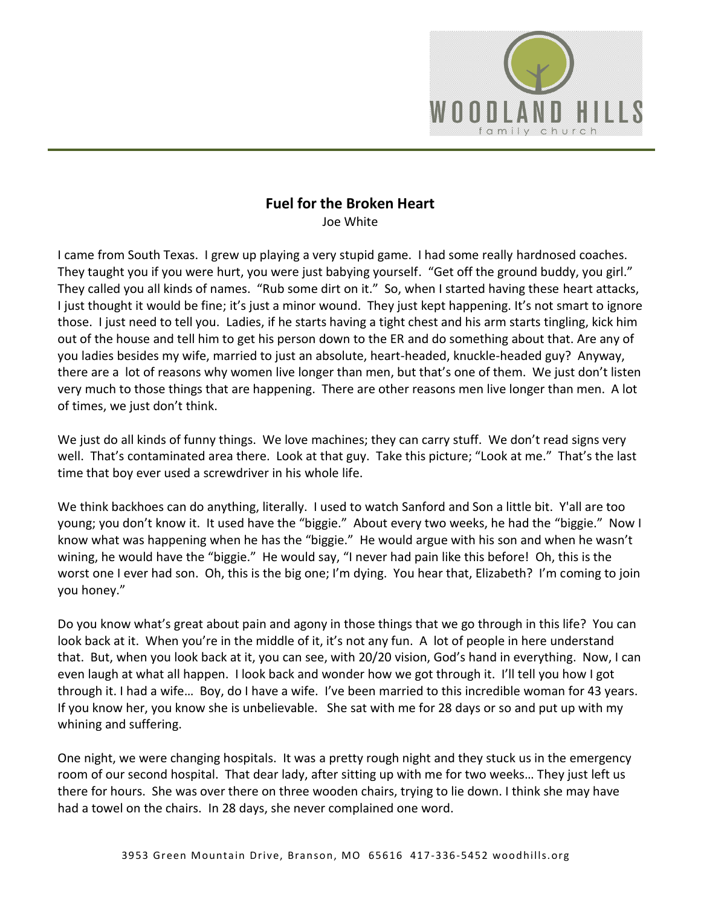# Fuel for the Broken Heart

Joe White

I came from South Texas. I grew up playing a very stupid game. I had some really hardnosed coaches. They taught you if you were hurt, you were just babying yourself. "Get off the ground buddy, you girl." They called you all kinds of names. "Rub some dirt on it." So, when I started having these heart attacks, I just thought it would be fine; it's just a minor wound. They just kept happening. It's not smart to ignore those. I just need to tell you. Ladies, if he starts having a tight chest and his arm starts tingling, kick him out of the house and tell him to get his person down to the ER and do something about that. Are any of you ladies besides my wife, married to just an absolute, heart-headed, knuckle-headed guy? Anyway, there are a lot of reasons why women live longer than men, but that's one of them. We just don't listen very much to those things that are happening. There are other reasons men live longer than men. A lot of times, we just don't think.

We just do all kinds of funny things. We love machines; they can carry stuff. We don't read signs very well. That's contaminated area there. Look at that guy. Take this picture; "Look at me." That's the last time that boy ever used a screwdriver in his whole life.

We think backhoes can do anything, literally. I used to watch Sanford and Son a little bit. Y'all are too young; you don't know it. It used have the "biggie." About every two weeks, he had the "biggie." Now I know what was happening when he has the "biggie." He would argue with his son and when he wasn't wining, he would have the "biggie." He would say, "I never had pain like this before! Oh, this is the worst one I ever had son. Oh, this is the big one; I'm dying. You hear that, Elizabeth? I'm coming to join you honey."

Do you know what's great about pain and agony in those things that we go through in this life? You can look back at it. When you're in the middle of it, it's not any fun. A lot of people in here understand that. But, when you look back at it, you can see, with 20/20 vision, God's hand in everything. Now, I can even laugh at what all happen. I look back and wonder how we got through it. I'll tell you how I got through it. I had a wife… Boy, do I have a wife. I've been married to this incredible woman for 43 years. If you know her, you know she is unbelievable. She sat with me for 28 days or so and put up with my whining and suffering.

One night, we were changing hospitals. It was a pretty rough night and they stuck us in the emergency room of our second hospital. That dear lady, after sitting up with me for two weeks… They just left us there for hours. She was over there on three wooden chairs, trying to lie down. I think she may have had a towel on the chairs. In 28 days, she never complained one word.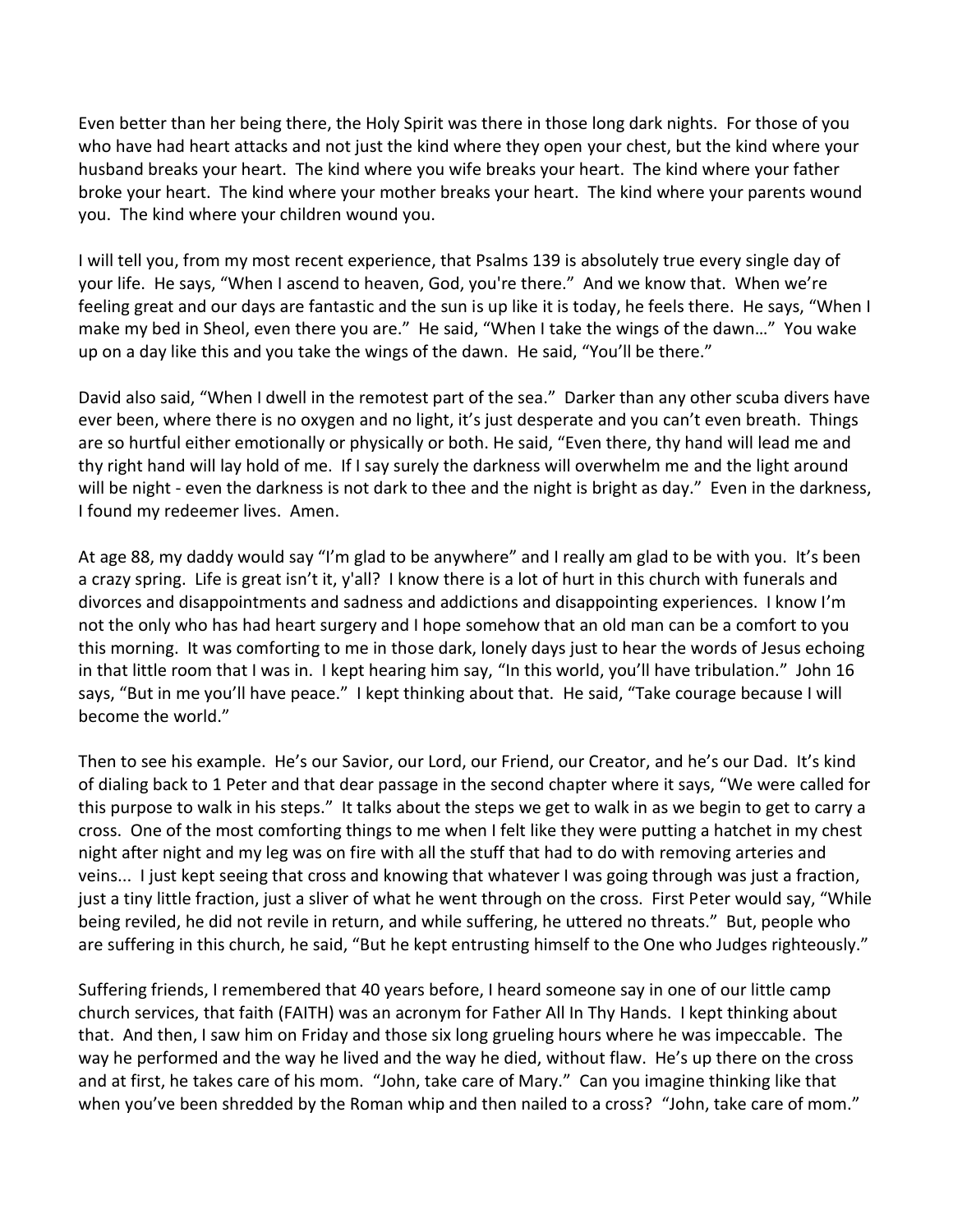Even better than her being there, the Holy Spirit was there in those long dark nights. For those of you who have had heart attacks and not just the kind where they open your chest, but the kind where your husband breaks your heart. The kind where you wife breaks your heart. The kind where your father broke your heart. The kind where your mother breaks your heart. The kind where your parents wound you. The kind where your children wound you.

I will tell you, from my most recent experience, that Psalms 139 is absolutely true every single day of your life. He says, "When I ascend to heaven, God, you're there." And we know that. When we're feeling great and our days are fantastic and the sun is up like it is today, he feels there. He says, "When I make my bed in Sheol, even there you are." He said, "When I take the wings of the dawn…" You wake up on a day like this and you take the wings of the dawn. He said, "You'll be there."

David also said, "When I dwell in the remotest part of the sea." Darker than any other scuba divers have ever been, where there is no oxygen and no light, it's just desperate and you can't even breath. Things are so hurtful either emotionally or physically or both. He said, "Even there, thy hand will lead me and thy right hand will lay hold of me. If I say surely the darkness will overwhelm me and the light around will be night - even the darkness is not dark to thee and the night is bright as day." Even in the darkness, I found my redeemer lives. Amen.

At age 88, my daddy would say "I'm glad to be anywhere" and I really am glad to be with you. It's been a crazy spring. Life is great isn't it, y'all? I know there is a lot of hurt in this church with funerals and divorces and disappointments and sadness and addictions and disappointing experiences. I know I'm not the only who has had heart surgery and I hope somehow that an old man can be a comfort to you this morning. It was comforting to me in those dark, lonely days just to hear the words of Jesus echoing in that little room that I was in. I kept hearing him say, "In this world, you'll have tribulation." John 16 says, "But in me you'll have peace." I kept thinking about that. He said, "Take courage because I will become the world."

Then to see his example. He's our Savior, our Lord, our Friend, our Creator, and he's our Dad. It's kind of dialing back to 1 Peter and that dear passage in the second chapter where it says, "We were called for this purpose to walk in his steps." It talks about the steps we get to walk in as we begin to get to carry a cross. One of the most comforting things to me when I felt like they were putting a hatchet in my chest night after night and my leg was on fire with all the stuff that had to do with removing arteries and veins... I just kept seeing that cross and knowing that whatever I was going through was just a fraction, just a tiny little fraction, just a sliver of what he went through on the cross. First Peter would say, "While being reviled, he did not revile in return, and while suffering, he uttered no threats." But, people who are suffering in this church, he said, "But he kept entrusting himself to the One who Judges righteously."

Suffering friends, I remembered that 40 years before, I heard someone say in one of our little camp church services, that faith (FAITH) was an acronym for Father All In Thy Hands. I kept thinking about that. And then, I saw him on Friday and those six long grueling hours where he was impeccable. The way he performed and the way he lived and the way he died, without flaw. He's up there on the cross and at first, he takes care of his mom. "John, take care of Mary." Can you imagine thinking like that when you've been shredded by the Roman whip and then nailed to a cross? "John, take care of mom."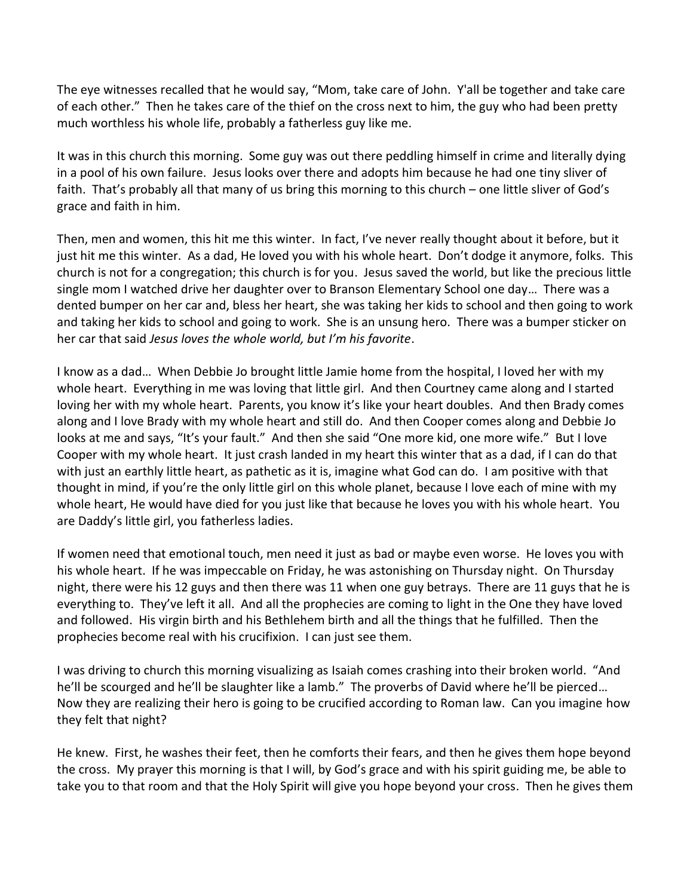The eye witnesses recalled that he would say, "Mom, take care of John. Y'all be together and take care of each other." Then he takes care of the thief on the cross next to him, the guy who had been pretty much worthless his whole life, probably a fatherless guy like me.

It was in this church this morning. Some guy was out there peddling himself in crime and literally dying in a pool of his own failure. Jesus looks over there and adopts him because he had one tiny sliver of faith. That's probably all that many of us bring this morning to this church – one little sliver of God's grace and faith in him.

Then, men and women, this hit me this winter. In fact, I've never really thought about it before, but it just hit me this winter. As a dad, He loved you with his whole heart. Don't dodge it anymore, folks. This church is not for a congregation; this church is for you. Jesus saved the world, but like the precious little single mom I watched drive her daughter over to Branson Elementary School one day… There was a dented bumper on her car and, bless her heart, she was taking her kids to school and then going to work and taking her kids to school and going to work. She is an unsung hero. There was a bumper sticker on her car that said *Jesus loves the whole world, but I'm his favorite*.

I know as a dad… When Debbie Jo brought little Jamie home from the hospital, I loved her with my whole heart. Everything in me was loving that little girl. And then Courtney came along and I started loving her with my whole heart. Parents, you know it's like your heart doubles. And then Brady comes along and I love Brady with my whole heart and still do. And then Cooper comes along and Debbie Jo looks at me and says, "It's your fault." And then she said "One more kid, one more wife." But I love Cooper with my whole heart. It just crash landed in my heart this winter that as a dad, if I can do that with just an earthly little heart, as pathetic as it is, imagine what God can do. I am positive with that thought in mind, if you're the only little girl on this whole planet, because I love each of mine with my whole heart, He would have died for you just like that because he loves you with his whole heart. You are Daddy's little girl, you fatherless ladies.

If women need that emotional touch, men need it just as bad or maybe even worse. He loves you with his whole heart. If he was impeccable on Friday, he was astonishing on Thursday night. On Thursday night, there were his 12 guys and then there was 11 when one guy betrays. There are 11 guys that he is everything to. They've left it all. And all the prophecies are coming to light in the One they have loved and followed. His virgin birth and his Bethlehem birth and all the things that he fulfilled. Then the prophecies become real with his crucifixion. I can just see them.

I was driving to church this morning visualizing as Isaiah comes crashing into their broken world. "And he'll be scourged and he'll be slaughter like a lamb." The proverbs of David where he'll be pierced… Now they are realizing their hero is going to be crucified according to Roman law. Can you imagine how they felt that night?

He knew. First, he washes their feet, then he comforts their fears, and then he gives them hope beyond the cross. My prayer this morning is that I will, by God's grace and with his spirit guiding me, be able to take you to that room and that the Holy Spirit will give you hope beyond your cross. Then he gives them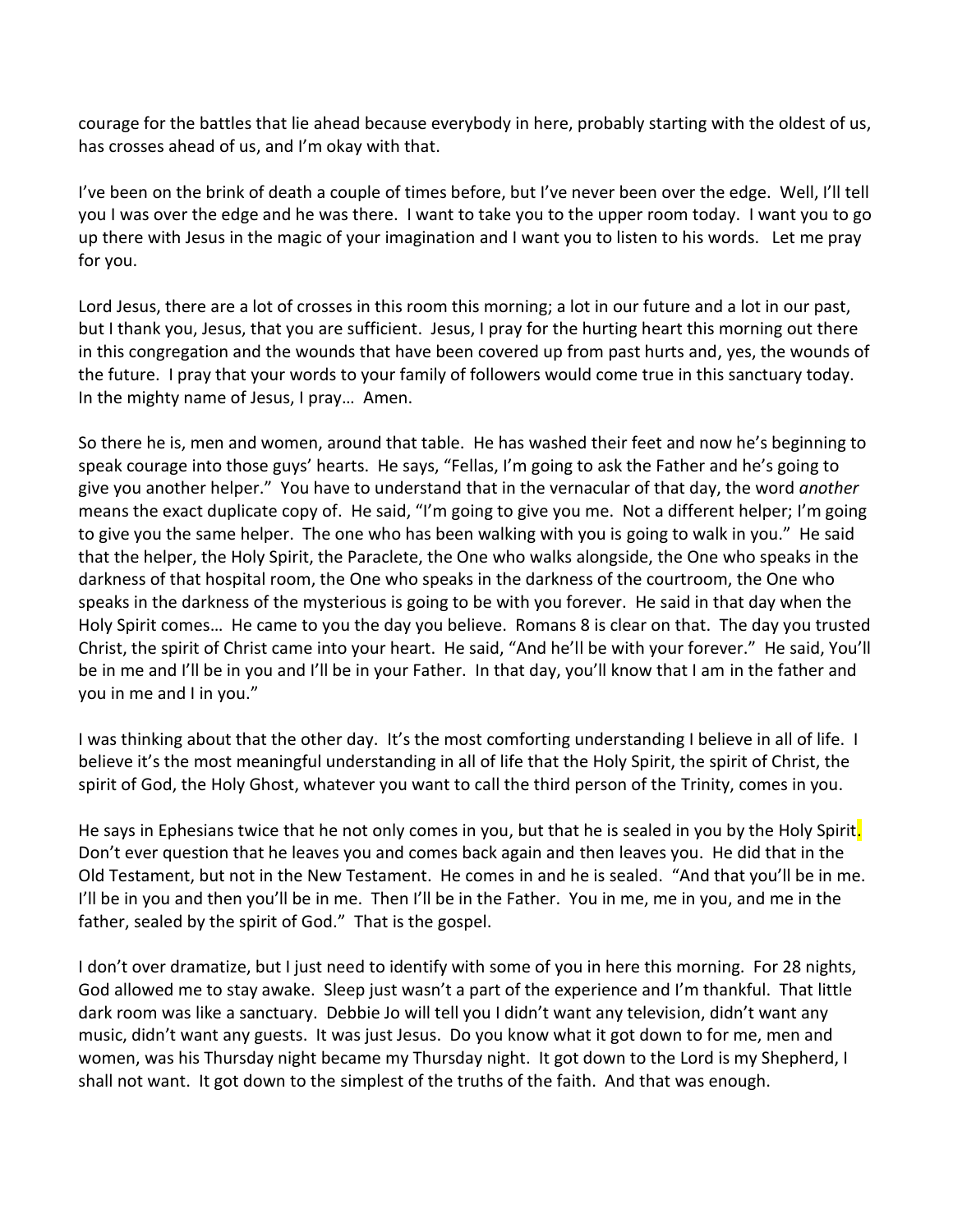courage for the battles that lie ahead because everybody in here, probably starting with the oldest of us, has crosses ahead of us, and I'm okay with that.

I've been on the brink of death a couple of times before, but I've never been over the edge. Well, I'll tell you I was over the edge and he was there. I want to take you to the upper room today. I want you to go up there with Jesus in the magic of your imagination and I want you to listen to his words. Let me pray for you.

Lord Jesus, there are a lot of crosses in this room this morning; a lot in our future and a lot in our past, but I thank you, Jesus, that you are sufficient. Jesus, I pray for the hurting heart this morning out there in this congregation and the wounds that have been covered up from past hurts and, yes, the wounds of the future. I pray that your words to your family of followers would come true in this sanctuary today. In the mighty name of Jesus, I pray… Amen.

So there he is, men and women, around that table. He has washed their feet and now he's beginning to speak courage into those guys' hearts. He says, "Fellas, I'm going to ask the Father and he's going to give you another helper." You have to understand that in the vernacular of that day, the word *another* means the exact duplicate copy of. He said, "I'm going to give you me. Not a different helper; I'm going to give you the same helper. The one who has been walking with you is going to walk in you." He said that the helper, the Holy Spirit, the Paraclete, the One who walks alongside, the One who speaks in the darkness of that hospital room, the One who speaks in the darkness of the courtroom, the One who speaks in the darkness of the mysterious is going to be with you forever. He said in that day when the Holy Spirit comes… He came to you the day you believe. Romans 8 is clear on that. The day you trusted Christ, the spirit of Christ came into your heart. He said, "And he'll be with your forever." He said, You'll be in me and I'll be in you and I'll be in your Father. In that day, you'll know that I am in the father and you in me and I in you."

I was thinking about that the other day. It's the most comforting understanding I believe in all of life. I believe it's the most meaningful understanding in all of life that the Holy Spirit, the spirit of Christ, the spirit of God, the Holy Ghost, whatever you want to call the third person of the Trinity, comes in you.

He says in Ephesians twice that he not only comes in you, but that he is sealed in you by the Holy Spirit. Don't ever question that he leaves you and comes back again and then leaves you. He did that in the Old Testament, but not in the New Testament. He comes in and he is sealed. "And that you'll be in me. I'll be in you and then you'll be in me. Then I'll be in the Father. You in me, me in you, and me in the father, sealed by the spirit of God." That is the gospel.

I don't over dramatize, but I just need to identify with some of you in here this morning. For 28 nights, God allowed me to stay awake. Sleep just wasn't a part of the experience and I'm thankful. That little dark room was like a sanctuary. Debbie Jo will tell you I didn't want any television, didn't want any music, didn't want any guests. It was just Jesus. Do you know what it got down to for me, men and women, was his Thursday night became my Thursday night. It got down to the Lord is my Shepherd, I shall not want. It got down to the simplest of the truths of the faith. And that was enough.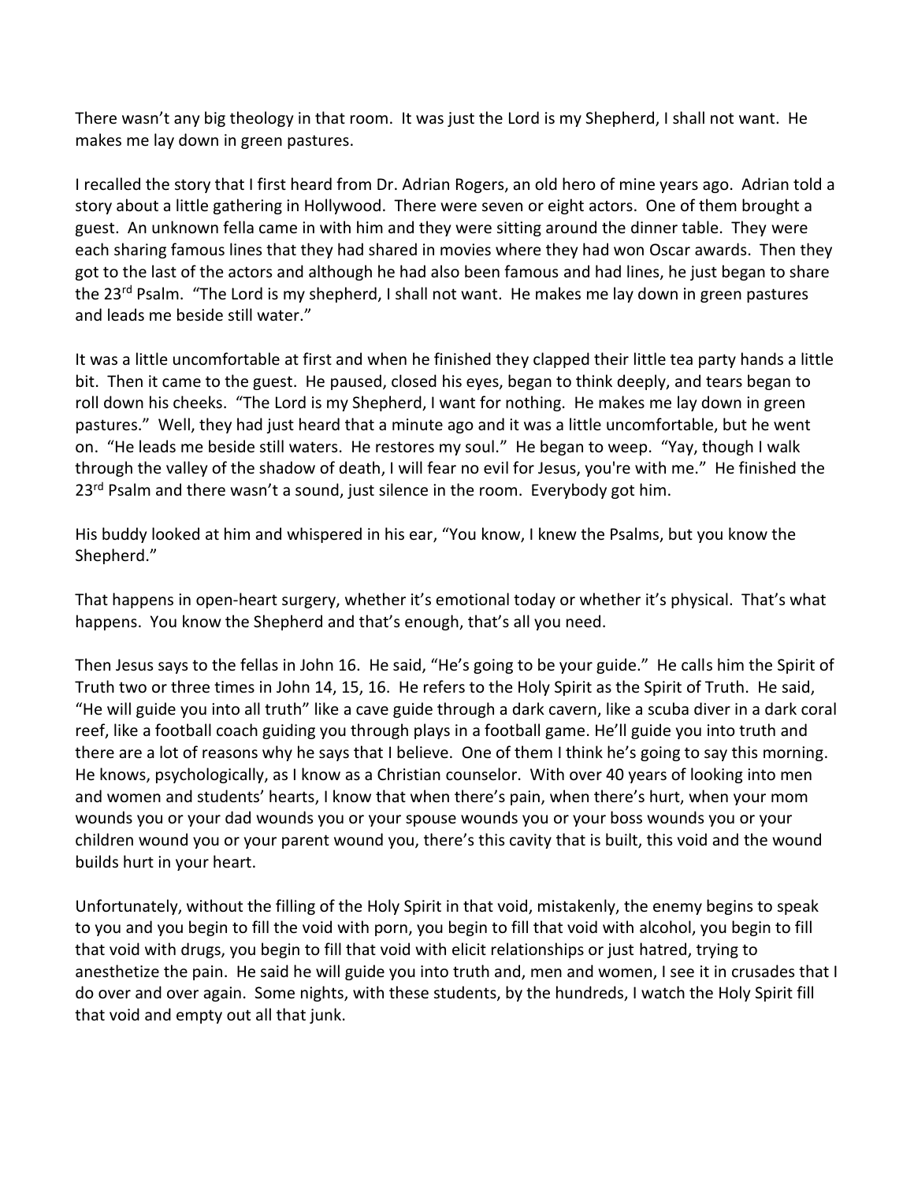There wasn't any big theology in that room. It was just the Lord is my Shepherd, I shall not want. He makes me lay down in green pastures.

I recalled the story that I first heard from Dr. Adrian Rogers, an old hero of mine years ago. Adrian told a story about a little gathering in Hollywood. There were seven or eight actors. One of them brought a guest. An unknown fella came in with him and they were sitting around the dinner table. They were each sharing famous lines that they had shared in movies where they had won Oscar awards. Then they got to the last of the actors and although he had also been famous and had lines, he just began to share the 23rd Psalm. "The Lord is my shepherd, I shall not want. He makes me lay down in green pastures and leads me beside still water."

It was a little uncomfortable at first and when he finished they clapped their little tea party hands a little bit. Then it came to the guest. He paused, closed his eyes, began to think deeply, and tears began to roll down his cheeks. "The Lord is my Shepherd, I want for nothing. He makes me lay down in green pastures." Well, they had just heard that a minute ago and it was a little uncomfortable, but he went on. "He leads me beside still waters. He restores my soul." He began to weep. "Yay, though I walk through the valley of the shadow of death, I will fear no evil for Jesus, you're with me." He finished the 23rd Psalm and there wasn't a sound, just silence in the room. Everybody got him.

His buddy looked at him and whispered in his ear, "You know, I knew the Psalms, but you know the Shepherd."

That happens in open-heart surgery, whether it's emotional today or whether it's physical. That's what happens. You know the Shepherd and that's enough, that's all you need.

Then Jesus says to the fellas in John 16. He said, "He's going to be your guide." He calls him the Spirit of Truth two or three times in John 14, 15, 16. He refers to the Holy Spirit as the Spirit of Truth. He said, "He will guide you into all truth" like a cave guide through a dark cavern, like a scuba diver in a dark coral reef, like a football coach guiding you through plays in a football game. He'll guide you into truth and there are a lot of reasons why he says that I believe. One of them I think he's going to say this morning. He knows, psychologically, as I know as a Christian counselor. With over 40 years of looking into men and women and students' hearts, I know that when there's pain, when there's hurt, when your mom wounds you or your dad wounds you or your spouse wounds you or your boss wounds you or your children wound you or your parent wound you, there's this cavity that is built, this void and the wound builds hurt in your heart.

Unfortunately, without the filling of the Holy Spirit in that void, mistakenly, the enemy begins to speak to you and you begin to fill the void with porn, you begin to fill that void with alcohol, you begin to fill that void with drugs, you begin to fill that void with elicit relationships or just hatred, trying to anesthetize the pain. He said he will guide you into truth and, men and women, I see it in crusades that I do over and over again. Some nights, with these students, by the hundreds, I watch the Holy Spirit fill that void and empty out all that junk.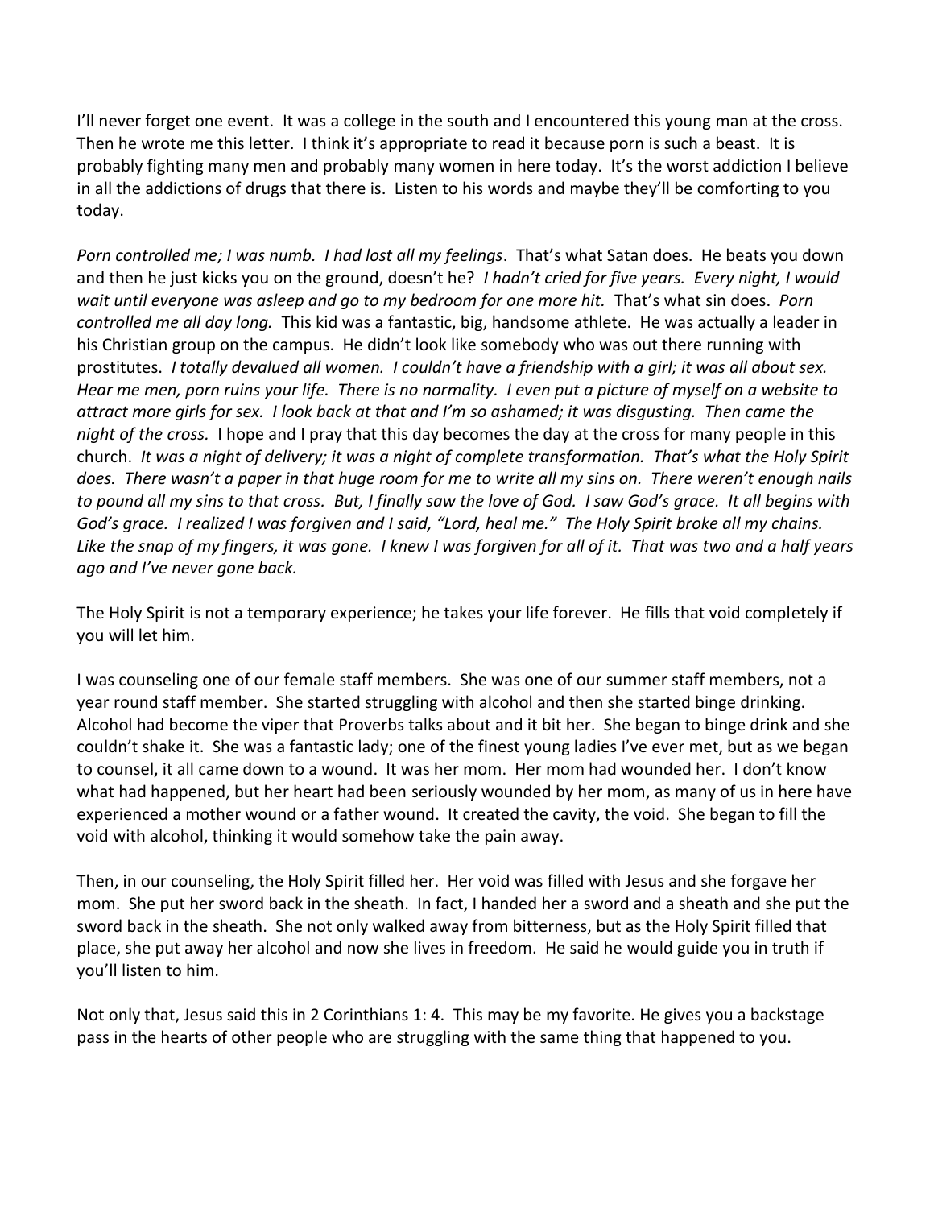I'll never forget one event. It was a college in the south and I encountered this young man at the cross. Then he wrote me this letter. I think it's appropriate to read it because porn is such a beast. It is probably fighting many men and probably many women in here today. It's the worst addiction I believe in all the addictions of drugs that there is. Listen to his words and maybe they'll be comforting to you today.

*Porn controlled me; I was numb. I had lost all my feelings*. That's what Satan does. He beats you down and then he just kicks you on the ground, doesn't he? *I hadn't cried for five years. Every night, I would wait until everyone was asleep and go to my bedroom for one more hit.* That's what sin does. *Porn controlled me all day long.* This kid was a fantastic, big, handsome athlete. He was actually a leader in his Christian group on the campus. He didn't look like somebody who was out there running with prostitutes. *I totally devalued all women. I couldn't have a friendship with a girl; it was all about sex. Hear me men, porn ruins your life. There is no normality. I even put a picture of myself on a website to attract more girls for sex. I look back at that and I'm so ashamed; it was disgusting. Then came the night of the cross.* I hope and I pray that this day becomes the day at the cross for many people in this church. *It was a night of delivery; it was a night of complete transformation. That's what the Holy Spirit does. There wasn't a paper in that huge room for me to write all my sins on. There weren't enough nails to pound all my sins to that cross. But, I finally saw the love of God. I saw God's grace. It all begins with God's grace. I realized I was forgiven and I said, "Lord, heal me." The Holy Spirit broke all my chains. Like the snap of my fingers, it was gone. I knew I was forgiven for all of it. That was two and a half years ago and I've never gone back.*

The Holy Spirit is not a temporary experience; he takes your life forever. He fills that void completely if you will let him.

I was counseling one of our female staff members. She was one of our summer staff members, not a year round staff member. She started struggling with alcohol and then she started binge drinking. Alcohol had become the viper that Proverbs talks about and it bit her. She began to binge drink and she couldn't shake it. She was a fantastic lady; one of the finest young ladies I've ever met, but as we began to counsel, it all came down to a wound. It was her mom. Her mom had wounded her. I don't know what had happened, but her heart had been seriously wounded by her mom, as many of us in here have experienced a mother wound or a father wound. It created the cavity, the void. She began to fill the void with alcohol, thinking it would somehow take the pain away.

Then, in our counseling, the Holy Spirit filled her. Her void was filled with Jesus and she forgave her mom. She put her sword back in the sheath. In fact, I handed her a sword and a sheath and she put the sword back in the sheath. She not only walked away from bitterness, but as the Holy Spirit filled that place, she put away her alcohol and now she lives in freedom. He said he would guide you in truth if you'll listen to him.

Not only that, Jesus said this in 2 Corinthians 1: 4. This may be my favorite. He gives you a backstage pass in the hearts of other people who are struggling with the same thing that happened to you.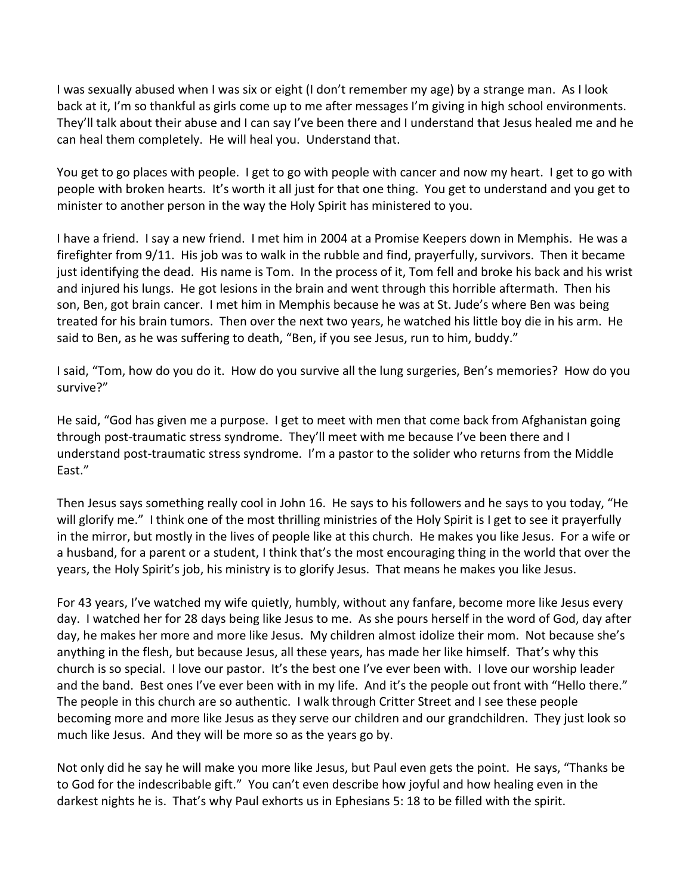I was sexually abused when I was six or eight (I don't remember my age) by a strange man. As I look back at it, I'm so thankful as girls come up to me after messages I'm giving in high school environments. They'll talk about their abuse and I can say I've been there and I understand that Jesus healed me and he can heal them completely. He will heal you. Understand that.

You get to go places with people. I get to go with people with cancer and now my heart. I get to go with people with broken hearts. It's worth it all just for that one thing. You get to understand and you get to minister to another person in the way the Holy Spirit has ministered to you.

I have a friend. I say a new friend. I met him in 2004 at a Promise Keepers down in Memphis. He was a firefighter from 9/11. His job was to walk in the rubble and find, prayerfully, survivors. Then it became just identifying the dead. His name is Tom. In the process of it, Tom fell and broke his back and his wrist and injured his lungs. He got lesions in the brain and went through this horrible aftermath. Then his son, Ben, got brain cancer. I met him in Memphis because he was at St. Jude's where Ben was being treated for his brain tumors. Then over the next two years, he watched his little boy die in his arm. He said to Ben, as he was suffering to death, "Ben, if you see Jesus, run to him, buddy."

I said, "Tom, how do you do it. How do you survive all the lung surgeries, Ben's memories? How do you survive?"

He said, "God has given me a purpose. I get to meet with men that come back from Afghanistan going through post-traumatic stress syndrome. They'll meet with me because I've been there and I understand post-traumatic stress syndrome. I'm a pastor to the solider who returns from the Middle East."

Then Jesus says something really cool in John 16. He says to his followers and he says to you today, "He will glorify me." I think one of the most thrilling ministries of the Holy Spirit is I get to see it prayerfully in the mirror, but mostly in the lives of people like at this church. He makes you like Jesus. For a wife or a husband, for a parent or a student, I think that's the most encouraging thing in the world that over the years, the Holy Spirit's job, his ministry is to glorify Jesus. That means he makes you like Jesus.

For 43 years, I've watched my wife quietly, humbly, without any fanfare, become more like Jesus every day. I watched her for 28 days being like Jesus to me. As she pours herself in the word of God, day after day, he makes her more and more like Jesus. My children almost idolize their mom. Not because she's anything in the flesh, but because Jesus, all these years, has made her like himself. That's why this church is so special. I love our pastor. It's the best one I've ever been with. I love our worship leader and the band. Best ones I've ever been with in my life. And it's the people out front with "Hello there." The people in this church are so authentic. I walk through Critter Street and I see these people becoming more and more like Jesus as they serve our children and our grandchildren. They just look so much like Jesus. And they will be more so as the years go by.

Not only did he say he will make you more like Jesus, but Paul even gets the point. He says, "Thanks be to God for the indescribable gift." You can't even describe how joyful and how healing even in the darkest nights he is. That's why Paul exhorts us in Ephesians 5: 18 to be filled with the spirit.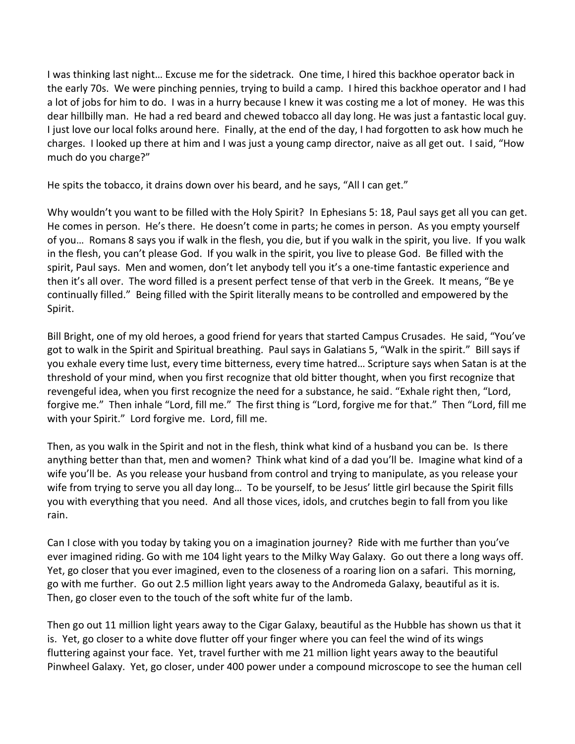I was thinking last night… Excuse me for the sidetrack. One time, I hired this backhoe operator back in the early 70s. We were pinching pennies, trying to build a camp. I hired this backhoe operator and I had a lot of jobs for him to do. I was in a hurry because I knew it was costing me a lot of money. He was this dear hillbilly man. He had a red beard and chewed tobacco all day long. He was just a fantastic local guy. I just love our local folks around here. Finally, at the end of the day, I had forgotten to ask how much he charges. I looked up there at him and I was just a young camp director, naive as all get out. I said, "How much do you charge?"

He spits the tobacco, it drains down over his beard, and he says, "All I can get."

Why wouldn't you want to be filled with the Holy Spirit? In Ephesians 5: 18, Paul says get all you can get. He comes in person. He's there. He doesn't come in parts; he comes in person. As you empty yourself of you… Romans 8 says you if walk in the flesh, you die, but if you walk in the spirit, you live. If you walk in the flesh, you can't please God. If you walk in the spirit, you live to please God. Be filled with the spirit, Paul says. Men and women, don't let anybody tell you it's a one-time fantastic experience and then it's all over. The word filled is a present perfect tense of that verb in the Greek. It means, "Be ye continually filled." Being filled with the Spirit literally means to be controlled and empowered by the Spirit.

Bill Bright, one of my old heroes, a good friend for years that started Campus Crusades. He said, "You've got to walk in the Spirit and Spiritual breathing. Paul says in Galatians 5, "Walk in the spirit." Bill says if you exhale every time lust, every time bitterness, every time hatred… Scripture says when Satan is at the threshold of your mind, when you first recognize that old bitter thought, when you first recognize that revengeful idea, when you first recognize the need for a substance, he said. "Exhale right then, "Lord, forgive me." Then inhale "Lord, fill me." The first thing is "Lord, forgive me for that." Then "Lord, fill me with your Spirit." Lord forgive me. Lord, fill me.

Then, as you walk in the Spirit and not in the flesh, think what kind of a husband you can be. Is there anything better than that, men and women? Think what kind of a dad you'll be. Imagine what kind of a wife you'll be. As you release your husband from control and trying to manipulate, as you release your wife from trying to serve you all day long… To be yourself, to be Jesus' little girl because the Spirit fills you with everything that you need. And all those vices, idols, and crutches begin to fall from you like rain.

Can I close with you today by taking you on a imagination journey? Ride with me further than you've ever imagined riding. Go with me 104 light years to the Milky Way Galaxy. Go out there a long ways off. Yet, go closer that you ever imagined, even to the closeness of a roaring lion on a safari. This morning, go with me further. Go out 2.5 million light years away to the Andromeda Galaxy, beautiful as it is. Then, go closer even to the touch of the soft white fur of the lamb.

Then go out 11 million light years away to the Cigar Galaxy, beautiful as the Hubble has shown us that it is. Yet, go closer to a white dove flutter off your finger where you can feel the wind of its wings fluttering against your face. Yet, travel further with me 21 million light years away to the beautiful Pinwheel Galaxy. Yet, go closer, under 400 power under a compound microscope to see the human cell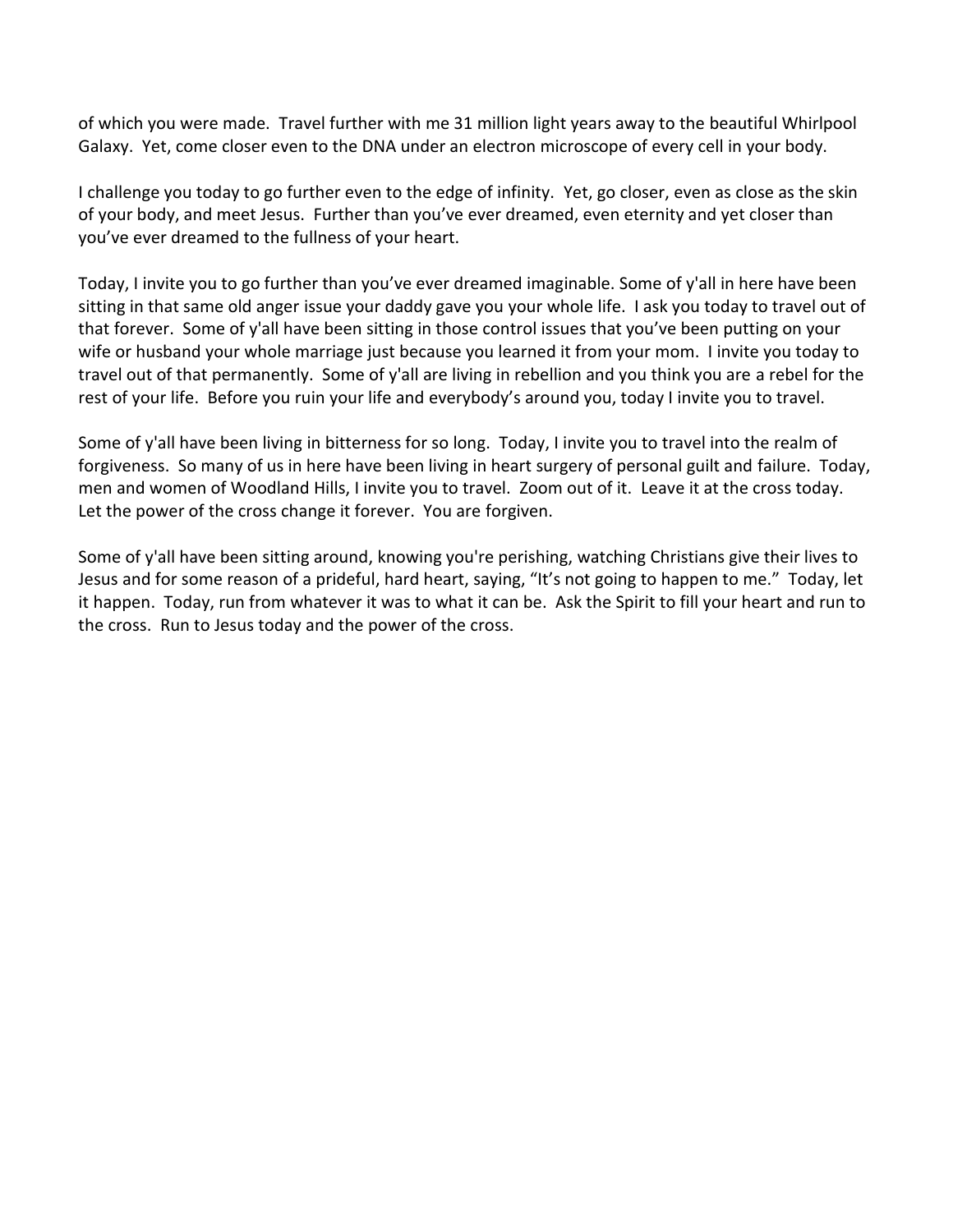of which you were made. Travel further with me 31 million light years away to the beautiful Whirlpool Galaxy. Yet, come closer even to the DNA under an electron microscope of every cell in your body.

I challenge you today to go further even to the edge of infinity. Yet, go closer, even as close as the skin of your body, and meet Jesus. Further than you've ever dreamed, even eternity and yet closer than you've ever dreamed to the fullness of your heart.

Today, I invite you to go further than you've ever dreamed imaginable. Some of y'all in here have been sitting in that same old anger issue your daddy gave you your whole life. I ask you today to travel out of that forever. Some of y'all have been sitting in those control issues that you've been putting on your wife or husband your whole marriage just because you learned it from your mom. I invite you today to travel out of that permanently. Some of y'all are living in rebellion and you think you are a rebel for the rest of your life. Before you ruin your life and everybody's around you, today I invite you to travel.

Some of y'all have been living in bitterness for so long. Today, I invite you to travel into the realm of forgiveness. So many of us in here have been living in heart surgery of personal guilt and failure. Today, men and women of Woodland Hills, I invite you to travel. Zoom out of it. Leave it at the cross today. Let the power of the cross change it forever. You are forgiven.

Some of y'all have been sitting around, knowing you're perishing, watching Christians give their lives to Jesus and for some reason of a prideful, hard heart, saying, "It's not going to happen to me." Today, let it happen. Today, run from whatever it was to what it can be. Ask the Spirit to fill your heart and run to the cross. Run to Jesus today and the power of the cross.